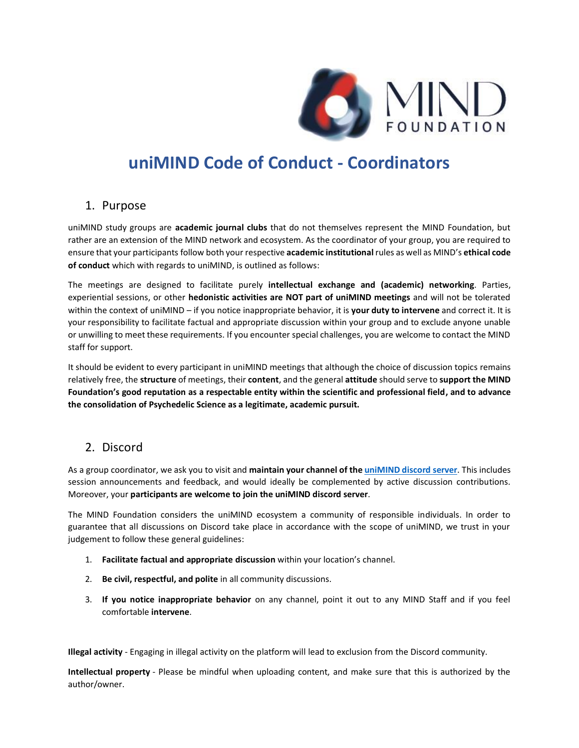# uniMIND Code of Conduct - Coordinators

## 1. Purpose

uniMIND study groups are **academic journal clubs** that do not themselves represent the MIND Foundation, but rather are an extension of the MIND network and ecosystem. As the coordinator of your group, you are required to ensure that your participants follow both your respective **academic institutional** rules as well as MIND's **ethical code of conduct** which with regards to uniMIND, is outlined as follows:

The meetings are designed to facilitate purely **intellectual exchange and (academic) networking**. Parties, experiential sessions, or other **hedonistic activities are NOT part of uniMIND meetings** and will not be tolerated within the context of uniMIND – if you notice inappropriate behavior, it is **your duty to intervene** and correct it. It is your responsibility to facilitate factual and appropriate discussion within your group and to exclude anyone unable or unwilling to meet these requirements. If you encounter special challenges, you are welcome to contact the MIND staff for support.

It should be evident to every participant in uniMIND meetings that although the choice of discussion topics remains relatively free, the **structure** of meetings, their **content**, and the general **attitude** should serve to **support the MIND Foundation's good reputation as a respectable entity within the scientific and professional field, and to advance the consolidation of Psychedelic Science as a legitimate, academic pursuit.**

## 2. Discord

As a group coordinator, we ask you to visit and **maintain your channel of the uniMIND discord server**. This includes session announcements and feedback, and would ideally be complemented by active discussion contributions. Moreover, your **participants are welcome to join the uniMIND discord server**.

The MIND Foundation considers the uniMIND ecosystem a community of responsible individuals. In order to guarantee that all discussions on Discord take place in accordance with the scope of uniMIND, we trust in your judgement to follow these general guidelines:

1. **Facilitate factual and appropriate discussion** within your location's channel.
2. **Be civil, respectful, and polite** in all community discussions.
3. **If you notice inappropriate behavior** on any channel, point it out to any MIND Staff and if you feel comfortable **intervene**.

**Illegal activity** - Engaging in illegal activity on the platform will lead to exclusion from the Discord community.

**Intellectual property** - Please be mindful when uploading content, and make sure that this is authorized by the author/owner.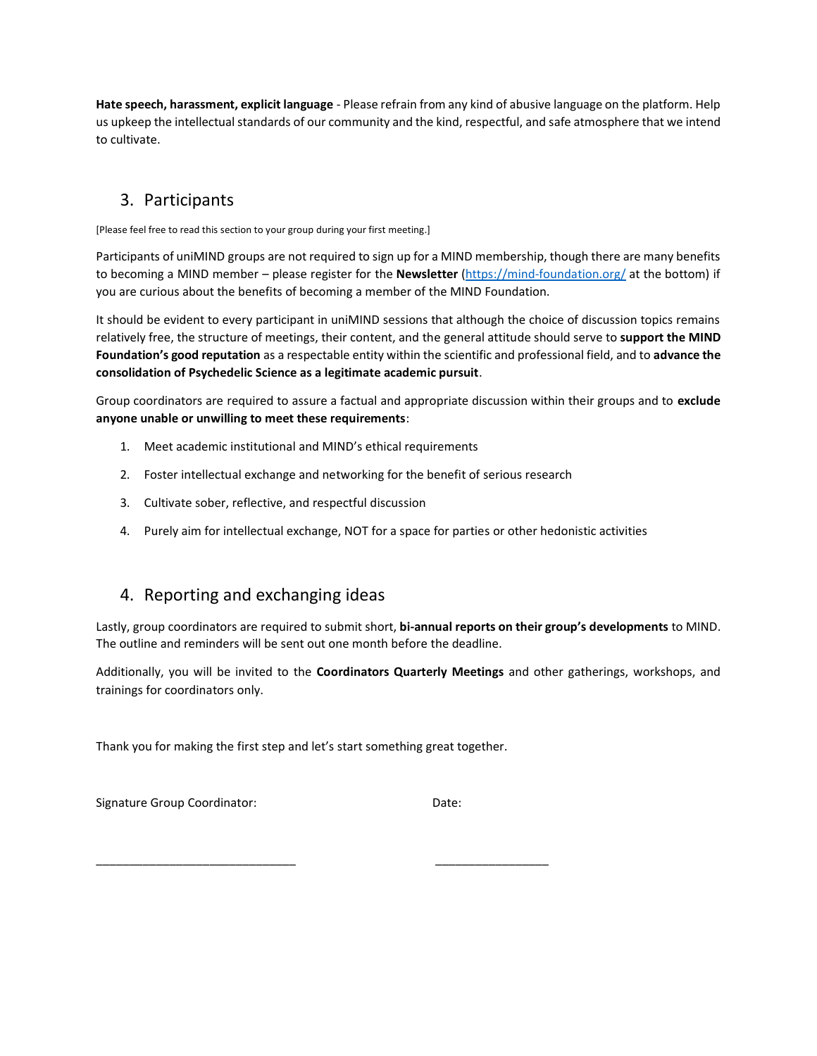**Hate speech, harassment, explicit language** - Please refrain from any kind of abusive language on the platform. Help us upkeep the intellectual standards of our community and the kind, respectful, and safe atmosphere that we intend to cultivate.

## 3. Participants

[Please feel free to read this section to your group during your first meeting.]

Participants of uniMIND groups are not required to sign up for a MIND membership, though there are many benefits to becoming a MIND member – please register for the **Newsletter** (https://mind-foundation.org/ at the bottom) if you are curious about the benefits of becoming a member of the MIND Foundation.

It should be evident to every participant in uniMIND sessions that although the choice of discussion topics remains relatively free, the structure of meetings, their content, and the general attitude should serve to **support the MIND Foundation's good reputation** as a respectable entity within the scientific and professional field, and to **advance the consolidation of Psychedelic Science as a legitimate academic pursuit**.

Group coordinators are required to assure a factual and appropriate discussion within their groups and to **exclude anyone unable or unwilling to meet these requirements**:

1. Meet academic institutional and MIND's ethical requirements
2. Foster intellectual exchange and networking for the benefit of serious research
3. Cultivate sober, reflective, and respectful discussion
4. Purely aim for intellectual exchange, NOT for a space for parties or other hedonistic activities

## 4. Reporting and exchanging ideas

Lastly, group coordinators are required to submit short, **bi-annual reports on their group's developments** to MIND. The outline and reminders will be sent out one month before the deadline.

Additionally, you will be invited to the **Coordinators Quarterly Meetings** and other gatherings, workshops, and trainings for coordinators only.

Thank you for making the first step and let's start something great together.

Signature Group Coordinator: Date:

______________________________ _________________